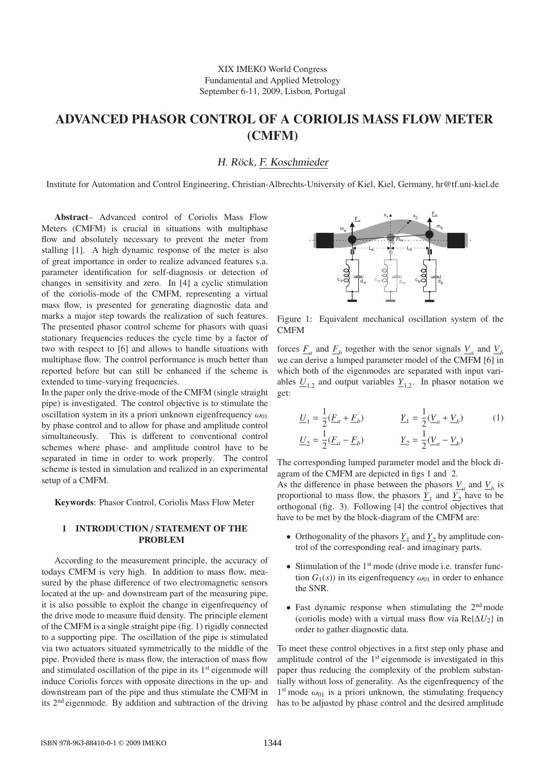XIX IMEKO World Congress
Fundamental and Applied Metrology
September 6-11, 2009, Lisbon, Portugal

# ADVANCED PHASOR CONTROL OF A CORIOLIS MASS FLOW METER (CMFM)

*H. Röck, F. Koschmieder*

Institute for Automation and Control Engineering, Christian-Albrechts-University of Kiel, Kiel, Germany, hr@tf.uni-kiel.de

**Abstract**– Advanced control of Coriolis Mass Flow Meters (CMFM) is crucial in situations with multiphase flow and absolutely necessary to prevent the meter from stalling [1]. A high dynamic response of the meter is also of great importance in order to realize advanced features s.a. parameter identification for self-diagnosis or detection of changes in sensitivity and zero. In [4] a cyclic stimulation of the coriolis-mode of the CMFM, representing a virtual mass flow, is presented for generating diagnostic data and marks a major step towards the realization of such features. The presented phasor control scheme for phasors with quasi stationary frequencies reduces the cycle time by a factor of two with respect to [6] and allows to handle situations with multiphase flow. The control performance is much better than reported before but can still be enhanced if the scheme is extended to time-varying frequencies.

In the paper only the drive-mode of the CMFM (single straight pipe) is investigated. The control objective is to stimulate the oscillation system in its a priori unknown eigenfrequency $\omega_{01}$ by phase control and to allow for phase and amplitude control simultaneously. This is different to conventional control schemes where phase- and amplitude control have to be separated in time in order to work properly. The control scheme is tested in simulation and realized in an experimental setup of a CMFM.

**Keywords**: Phasor Control, Coriolis Mass Flow Meter

## 1 INTRODUCTION / STATEMENT OF THE PROBLEM

According to the measurement principle, the accuracy of todays CMFM is very high. In addition to mass flow, measured by the phase difference of two electromagnetic sensors located at the up- and downstream part of the measuring pipe, it is also possible to exploit the change in eigenfrequency of the drive mode to measure fluid density. The principle element of the CMFM is a single straight pipe (fig. 1) rigidly connected to a supporting pipe. The oscillation of the pipe is stimulated via two actuators situated symmetrically to the middle of the pipe. Provided there is mass flow, the interaction of mass flow and stimulated oscillation of the pipe in its 1[st] eigenmode will induce Coriolis forces with opposite directions in the up- and downstream part of the pipe and thus stimulate the CMFM in its 2[nd] eigenmode. By addition and subtraction of the driving forces $\underline{F}_a$ and $\underline{F}_b$ together with the senor signals $\underline{V}_a$ and $\underline{V}_b$ we can derive a lumped parameter model of the CMFM [6] in which both of the eigenmodes are separated with input variables $\underline{U}_{1,2}$ and output variables $\underline{Y}_{1,2}$. In phasor notation we get:

Figure 1: Equivalent mechanical oscillation system of the CMFM

$$
\begin{aligned}
\underline{U}_1 &= \frac{1}{2}(\underline{F}_a + \underline{F}_b) & \qquad \underline{Y}_1 &= \frac{1}{2}(\underline{V}_a + \underline{V}_b) \\
\underline{U}_2 &= \frac{1}{2}(\underline{F}_a - \underline{F}_b) & \qquad \underline{Y}_2 &= \frac{1}{2}(\underline{V}_a - \underline{V}_b)
\end{aligned} \tag{1}
$$

The corresponding lumped parameter model and the block diagram of the CMFM are depicted in figs 1 and 2.

As the difference in phase between the phasors $\underline{V}_a$ and $\underline{V}_b$ is proportional to mass flow, the phasors $\underline{Y}_1$ and $\underline{Y}_2$ have to be orthogonal (fig. 3). Following [4] the control objectives that have to be met by the block-diagram of the CMFM are:

- Orthogonality of the phasors $\underline{Y}_1$ and $\underline{Y}_2$ by amplitude control of the corresponding real- and imaginary parts.
- Stimulation of the 1[st] mode (drive mode i.e. transfer function $G_1(s)$) in its eigenfrequency $\omega_{01}$ in order to enhance the SNR.
- Fast dynamic response when stimulating the 2[nd] mode (coriolis mode) with a virtual mass flow via $\mathrm{Re}\{\Delta U_2\}$ in order to gather diagnostic data.

To meet these control objectives in a first step only phase and amplitude control of the 1[st] eigenmode is investigated in this paper thus reducing the complexity of the problem substantially without loss of generality. As the eigenfrequency of the 1[st] mode $\omega_{01}$ is a priori unknown, the stimulating frequency has to be adjusted by phase control and the desired amplitude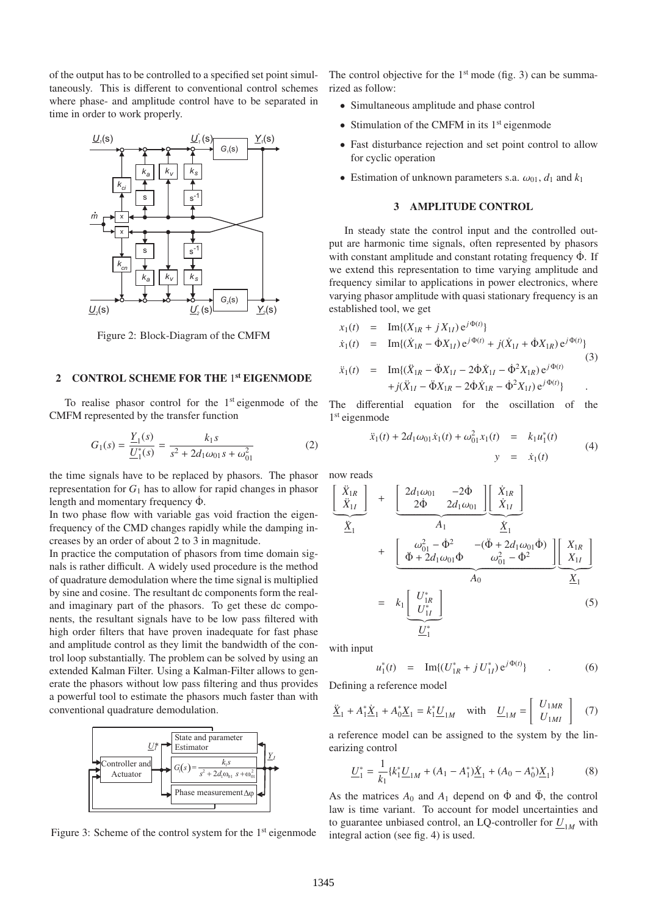of the output has to be controlled to a specified set point simultaneously. This is different to conventional control schemes where phase- and amplitude control have to be separated in time in order to work properly.

Figure 2: Block-Diagram of the CMFM

## 2 CONTROL SCHEME FOR THE 1st EIGENMODE

To realise phasor control for the 1st eigenmode of the CMFM represented by the transfer function

$$G_1(s) = \frac{\underline{Y}_1(s)}{\underline{U}_1^*(s)} = \frac{k_1 s}{s^2 + 2d_1\omega_{01}s + \omega_{01}^2} \tag{2}$$

the time signals have to be replaced by phasors. The phasor representation for $G_1$ has to allow for rapid changes in phasor length and momentary frequency $\dot{\Phi}$.

In two phase flow with variable gas void fraction the eigenfrequency of the CMD changes rapidly while the damping increases by an order of about 2 to 3 in magnitude.

In practice the computation of phasors from time domain signals is rather difficult. A widely used procedure is the method of quadrature demodulation where the time signal is multiplied by sine and cosine. The resultant dc components form the real- and imaginary part of the phasors. To get these dc components, the resultant signals have to be low pass filtered with high order filters that have proven inadequate for fast phase and amplitude control as they limit the bandwidth of the control loop substantially. The problem can be solved by using an extended Kalman Filter. Using a Kalman-Filter allows to generate the phasors without low pass filtering and thus provides a powerful tool to estimate the phasors much faster than with conventional quadrature demodulation.

Figure 3: Scheme of the control system for the 1st eigenmode

The control objective for the 1st mode (fig. 3) can be summarized as follow:

- Simultaneous amplitude and phase control
- Stimulation of the CMFM in its 1st eigenmode
- Fast disturbance rejection and set point control to allow for cyclic operation
- Estimation of unknown parameters s.a. $\omega_{01}$, $d_1$ and $k_1$

## 3 AMPLITUDE CONTROL

In steady state the control input and the controlled output are harmonic time signals, often represented by phasors with constant amplitude and constant rotating frequency $\dot{\Phi}$. If we extend this representation to time varying amplitude and frequency similar to applications in power electronics, where varying phasor amplitude with quasi stationary frequency is an established tool, we get

$$\begin{aligned}
x_1(t) &= \mathrm{Im}\{(X_{1R} + jX_{1I})\,e^{j\Phi(t)}\} \\
\dot{x}_1(t) &= \mathrm{Im}\{(\dot{X}_{1R} - \dot{\Phi}X_{1I})\,e^{j\Phi(t)} + j(\dot{X}_{1I} + \dot{\Phi}X_{1R})\,e^{j\Phi(t)}\} \\
\ddot{x}_1(t) &= \mathrm{Im}\{(\ddot{X}_{1R} - \ddot{\Phi}X_{1I} - 2\dot{\Phi}\dot{X}_{1I} - \dot{\Phi}^2X_{1R})\,e^{j\Phi(t)} \\
&\quad + j(\ddot{X}_{1I} - \ddot{\Phi}X_{1R} - 2\dot{\Phi}\dot{X}_{1R} - \dot{\Phi}^2X_{1I})\,e^{j\Phi(t)}\} \quad .
\end{aligned} \tag{3}$$

The differential equation for the oscillation of the 1st eigenmode

$$\begin{aligned}
\ddot{x}_1(t) + 2d_1\omega_{01}\dot{x}_1(t) + \omega_{01}^2 x_1(t) &= k_1 u_1^*(t) \\
y &= \dot{x}_1(t)
\end{aligned} \tag{4}$$

now reads

$$\begin{aligned}
&\underbrace{\begin{bmatrix} \ddot{X}_{1R} \\ \ddot{X}_{1I} \end{bmatrix}}_{\underline{\ddot{X}}_1} + \underbrace{\begin{bmatrix} 2d_1\omega_{01} & -2\dot{\Phi} \\ 2\dot{\Phi} & 2d_1\omega_{01} \end{bmatrix}}_{A_1} \underbrace{\begin{bmatrix} \dot{X}_{1R} \\ \dot{X}_{1I} \end{bmatrix}}_{\underline{\dot{X}}_1} \\
&+ \underbrace{\begin{bmatrix} \omega_{01}^2 - \dot{\Phi}^2 & -(\ddot{\Phi} + 2d_1\omega_{01}\dot{\Phi}) \\ \ddot{\Phi} + 2d_1\omega_{01}\dot{\Phi} & \omega_{01}^2 - \dot{\Phi}^2 \end{bmatrix}}_{A_0} \underbrace{\begin{bmatrix} X_{1R} \\ X_{1I} \end{bmatrix}}_{\underline{X}_1} \\
&= k_1 \underbrace{\begin{bmatrix} U_{1R}^* \\ U_{1I}^* \end{bmatrix}}_{\underline{U}_1^*}
\end{aligned} \tag{5}$$

with input

$$u_1^*(t) = \mathrm{Im}\{(U_{1R}^* + jU_{1I}^*)\,e^{j\Phi(t)}\} \quad . \tag{6}$$

Defining a reference model

$$\underline{\ddot{X}}_1 + A_1^*\underline{\dot{X}}_1 + A_0^*\underline{X}_1 = k_1^*\underline{U}_{1M} \quad \text{with} \quad \underline{U}_{1M} = \begin{bmatrix} U_{1MR} \\ U_{1MI} \end{bmatrix} \tag{7}$$

a reference model can be assigned to the system by the linearizing control

$$\underline{U}_1^* = \frac{1}{k_1}\{k_1^*\underline{U}_{1M} + (A_1 - A_1^*)\underline{\dot{X}}_1 + (A_0 - A_0^*)\underline{X}_1\} \tag{8}$$

As the matrices $A_0$ and $A_1$ depend on $\dot{\Phi}$ and $\ddot{\Phi}$, the control law is time variant. To account for model uncertainties and to guarantee unbiased control, an LQ-controller for $\underline{U}_{1M}$ with integral action (see fig. 4) is used.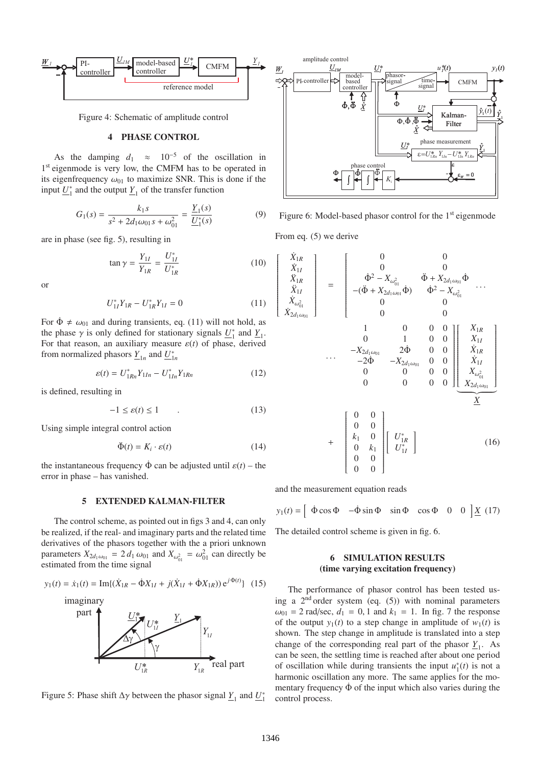Figure 4: Schematic of amplitude control

## 4 PHASE CONTROL

As the damping $d_1 \approx 10^{-5}$ of the oscillation in 1st eigenmode is very low, the CMFM has to be operated in its eigenfrequency $\omega_{01}$ to maximize SNR. This is done if the input $\underline{U}_1^*$ and the output $\underline{Y}_1$ of the transfer function

$$G_1(s) = \frac{k_1 s}{s^2 + 2d_1\omega_{01}s + \omega_{01}^2} = \frac{\underline{Y}_1(s)}{\underline{U}_1^*(s)} \tag{9}$$

are in phase (see fig. 5), resulting in

$$\tan\gamma = \frac{Y_{1I}}{Y_{1R}} = \frac{U_{1I}^*}{U_{1R}^*} \tag{10}$$

or

$$U_{1I}^* Y_{1R} - U_{1R}^* Y_{1I} = 0 \tag{11}$$

For $\dot{\Phi} \neq \omega_{01}$ and during transients, eq. (11) will not hold, as the phase $\gamma$ is only defined for stationary signals $\underline{U}_1^*$ and $\underline{Y}_1$. For that reason, an auxiliary measure $\varepsilon(t)$ of phase, derived from normalized phasors $\underline{Y}_{1n}$ and $\underline{U}_{1n}^*$

$$\varepsilon(t) = U_{1Rn}^* Y_{1In} - U_{1In}^* Y_{1Rn} \tag{12}$$

is defined, resulting in

$$-1 \leq \varepsilon(t) \leq 1 \qquad . \tag{13}$$

Using simple integral control action

$$\ddot{\Phi}(t) = K_i \cdot \varepsilon(t) \tag{14}$$

the instantaneous frequency $\dot{\Phi}$ can be adjusted until $\varepsilon(t)$ – the error in phase – has vanished.

## 5 EXTENDED KALMAN-FILTER

The control scheme, as pointed out in figs 3 and 4, can only be realized, if the real- and imaginary parts and the related time derivatives of the phasors together with the a priori unknown parameters $X_{2d_1\omega_{01}} = 2\,d_1\,\omega_{01}$ and $X_{\omega_{01}^2} = \omega_{01}^2$ can directly be estimated from the time signal

$$y_1(t) = \dot{x}_1(t) = \mathrm{Im}\{(\dot{X}_{1R} - \dot{\Phi}X_{1I} + j(\dot{X}_{1I} + \dot{\Phi}X_{1R}))\,e^{j\Phi(t)}\} \tag{15}$$

Figure 5: Phase shift $\Delta\gamma$ between the phasor signal $\underline{Y}_1$ and $\underline{U}_1^*$

Figure 6: Model-based phasor control for the 1st eigenmode

From eq. (5) we derive

$$\begin{bmatrix} \dot{X}_{1R} \\ \dot{X}_{1I} \\ \ddot{X}_{1R} \\ \ddot{X}_{1I} \\ \dot{X}_{\omega_{01}^2} \\ \dot{X}_{2d_1\omega_{01}} \end{bmatrix} = \begin{bmatrix} 0 & 0 & 1 & 0 & 0 & 0 \\ 0 & 0 & 0 & 1 & 0 & 0 \\ \dot{\Phi}^2 - X_{\omega_{01}^2} & \ddot{\Phi} + X_{2d_1\omega_{01}}\dot{\Phi} & -X_{2d_1\omega_{01}} & 2\dot{\Phi} & 0 & 0 \\ -(\ddot{\Phi} + X_{2d_1\omega_{01}}\dot{\Phi}) & \dot{\Phi}^2 - X_{\omega_{01}^2} & -2\dot{\Phi} & -X_{2d_1\omega_{01}} & 0 & 0 \\ 0 & 0 & 0 & 0 & 0 & 0 \\ 0 & 0 & 0 & 0 & 0 & 0 \end{bmatrix} \underbrace{\begin{bmatrix} X_{1R} \\ X_{1I} \\ \dot{X}_{1R} \\ \dot{X}_{1I} \\ X_{\omega_{01}^2} \\ X_{2d_1\omega_{01}} \end{bmatrix}}_{\underline{X}} + \begin{bmatrix} 0 & 0 \\ 0 & 0 \\ k_1 & 0 \\ 0 & k_1 \\ 0 & 0 \\ 0 & 0 \end{bmatrix} \begin{bmatrix} U_{1R}^* \\ U_{1I}^* \end{bmatrix} \tag{16}$$

and the measurement equation reads

$$y_1(t) = \begin{bmatrix} \dot{\Phi}\cos\Phi & -\dot{\Phi}\sin\Phi & \sin\Phi & \cos\Phi & 0 & 0 \end{bmatrix} \underline{X} \tag{17}$$

The detailed control scheme is given in fig. 6.

## 6 SIMULATION RESULTS (time varying excitation frequency)

The performance of phasor control has been tested using a 2nd order system (eq. (5)) with nominal parameters $\omega_{01} = 2$ rad/sec, $d_1 = 0,1$ and $k_1 = 1$. In fig. 7 the response of the output $y_1(t)$ to a step change in amplitude of $w_1(t)$ is shown. The step change in amplitude is translated into a step change of the corresponding real part of the phasor $\underline{Y}_1$. As can be seen, the settling time is reached after about one period of oscillation while during transients the input $u_1^*(t)$ is not a harmonic oscillation any more. The same applies for the momentary frequency $\dot{\Phi}$ of the input which also varies during the control process.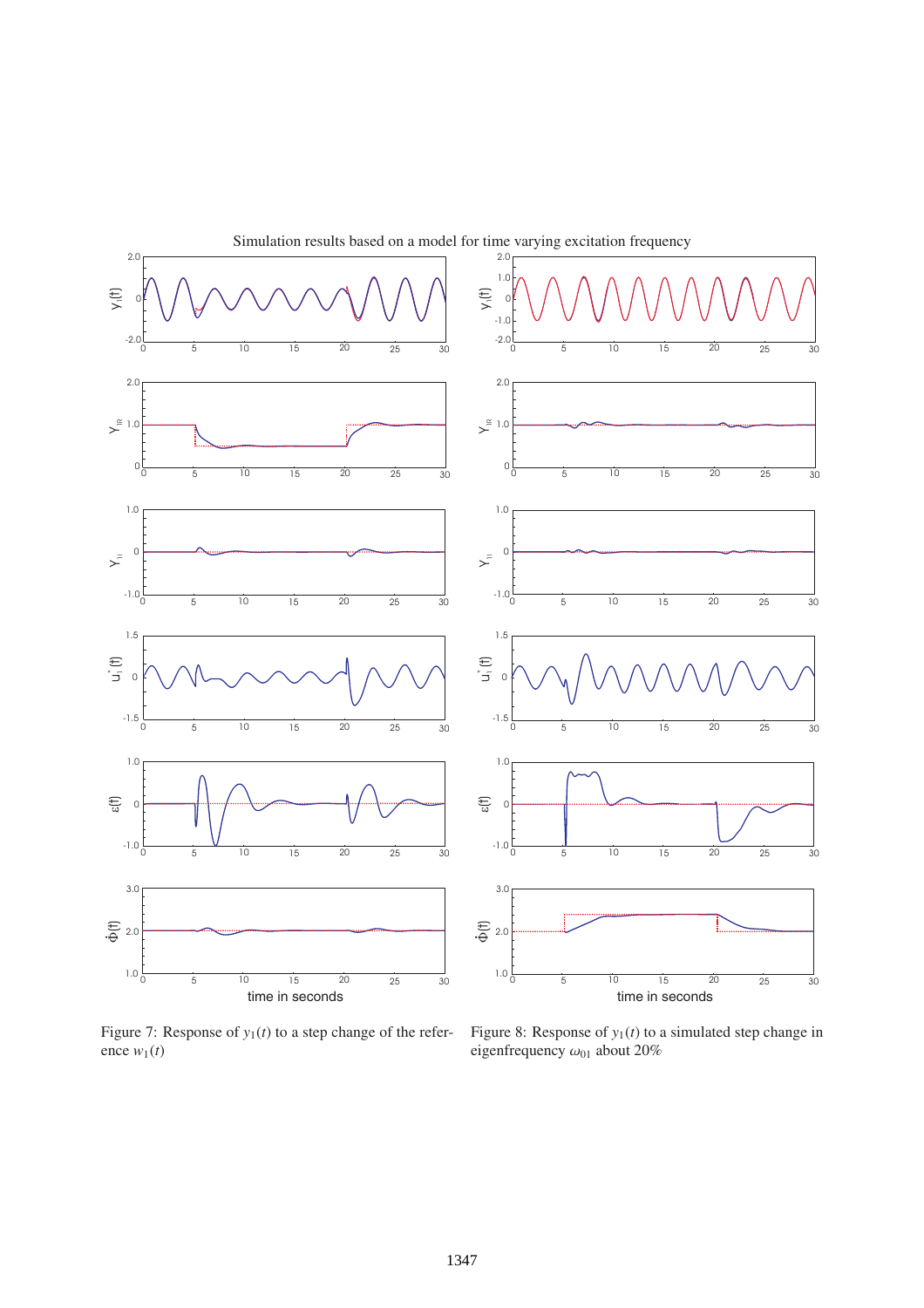Simulation results based on a model for time varying excitation frequency

Figure 7: Response of $y_1(t)$ to a step change of the reference $w_1(t)$

Figure 8: Response of $y_1(t)$ to a simulated step change in eigenfrequency $\omega_{01}$ about 20%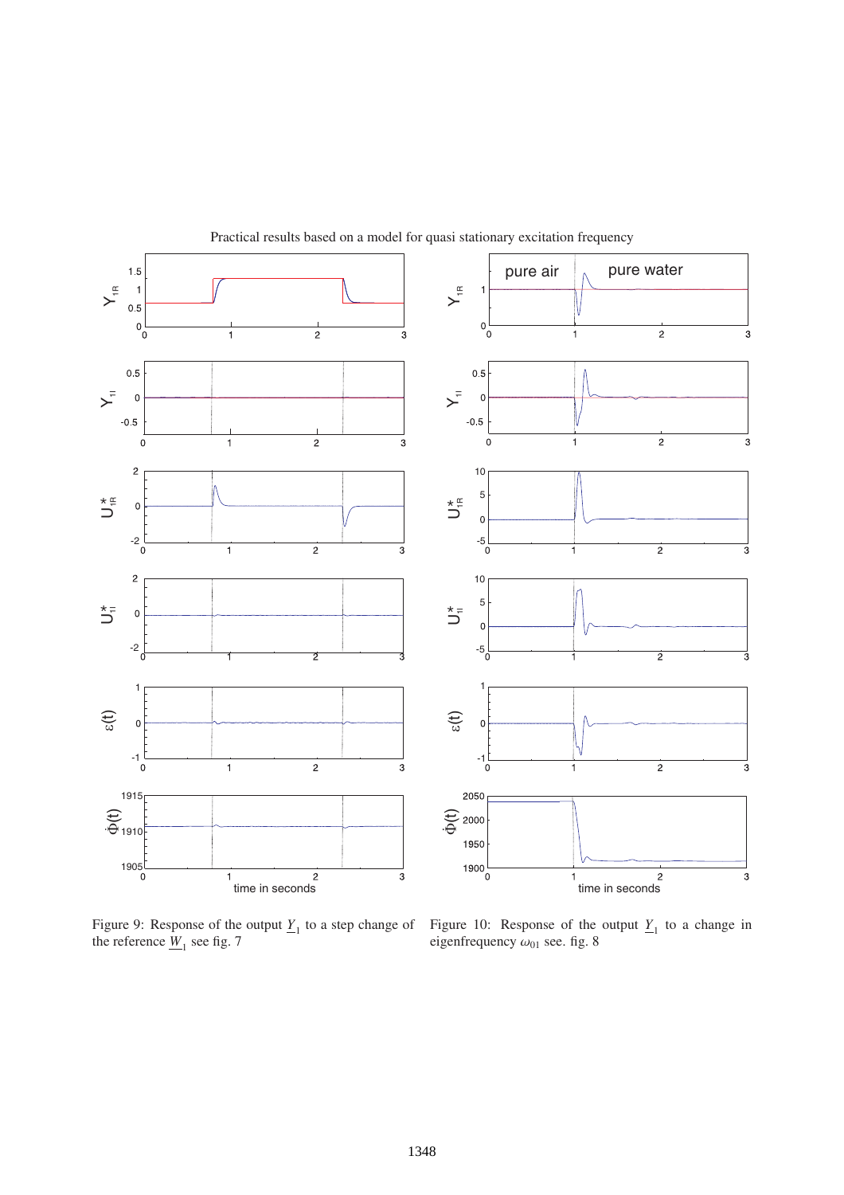Practical results based on a model for quasi stationary excitation frequency

Figure 9: Response of the output $\underline{Y}_1$ to a step change of the reference $\underline{W}_1$ see fig. 7

Figure 10: Response of the output $\underline{Y}_1$ to a change in eigenfrequency $\omega_{01}$ see. fig. 8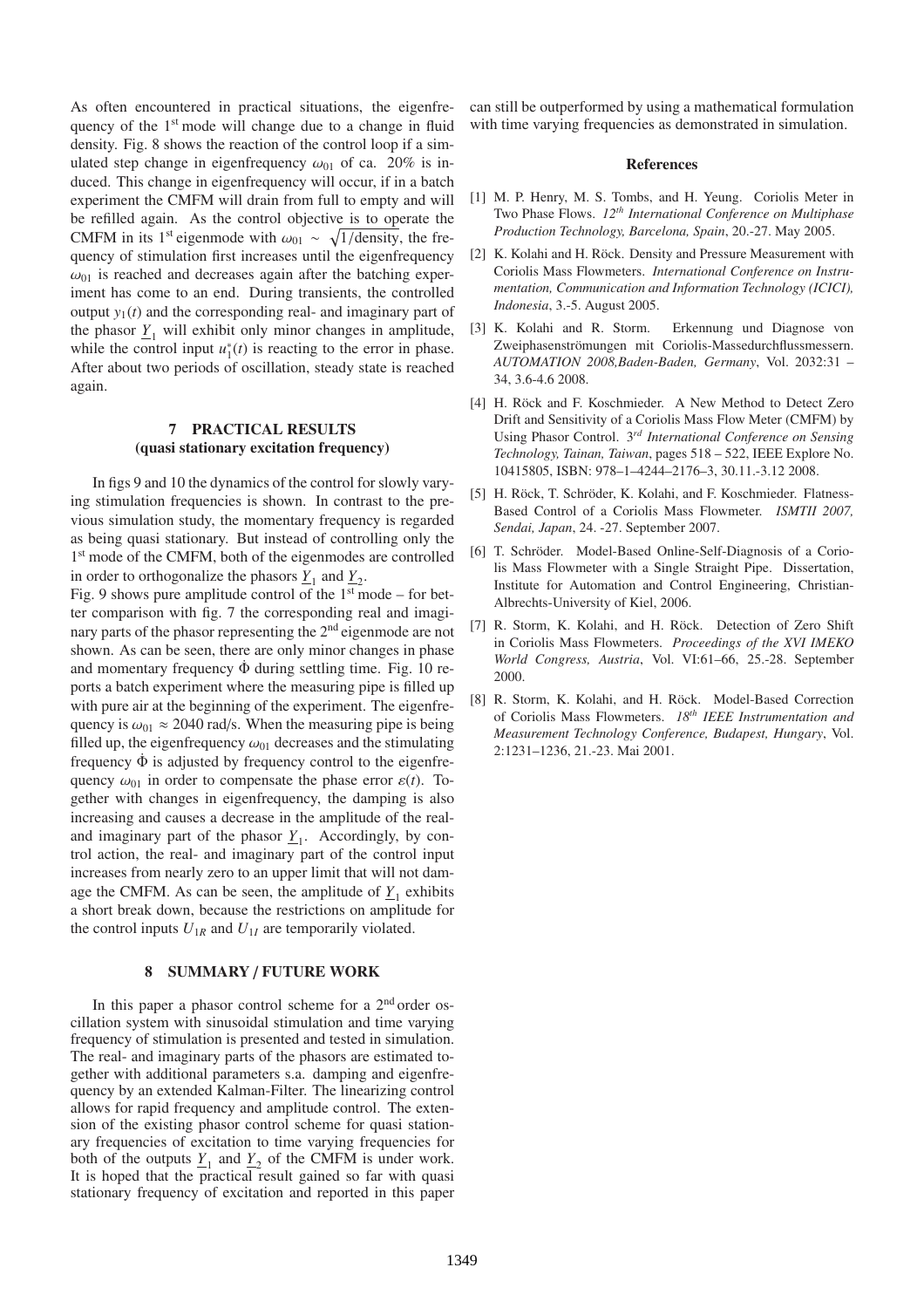As often encountered in practical situations, the eigenfrequency of the 1st mode will change due to a change in fluid density. Fig. 8 shows the reaction of the control loop if a simulated step change in eigenfrequency $\omega_{01}$ of ca. 20% is induced. This change in eigenfrequency will occur, if in a batch experiment the CMFM will drain from full to empty and will be refilled again. As the control objective is to operate the CMFM in its 1st eigenmode with $\omega_{01} \sim \sqrt{1/\text{density}}$, the frequency of stimulation first increases until the eigenfrequency $\omega_{01}$ is reached and decreases again after the batching experiment has come to an end. During transients, the controlled output $y_1(t)$ and the corresponding real- and imaginary part of the phasor $\underline{Y}_1$ will exhibit only minor changes in amplitude, while the control input $u_1^*(t)$ is reacting to the error in phase. After about two periods of oscillation, steady state is reached again.

## 7 PRACTICAL RESULTS (quasi stationary excitation frequency)

In figs 9 and 10 the dynamics of the control for slowly varying stimulation frequencies is shown. In contrast to the previous simulation study, the momentary frequency is regarded as being quasi stationary. But instead of controlling only the 1st mode of the CMFM, both of the eigenmodes are controlled in order to orthogonalize the phasors $\underline{Y}_1$ and $\underline{Y}_2$.

Fig. 9 shows pure amplitude control of the 1st mode – for better comparison with fig. 7 the corresponding real and imaginary parts of the phasor representing the 2nd eigenmode are not shown. As can be seen, there are only minor changes in phase and momentary frequency $\dot{\Phi}$ during settling time. Fig. 10 reports a batch experiment where the measuring pipe is filled up with pure air at the beginning of the experiment. The eigenfrequency is $\omega_{01} \approx 2040$ rad/s. When the measuring pipe is being filled up, the eigenfrequency $\omega_{01}$ decreases and the stimulating frequency $\dot{\Phi}$ is adjusted by frequency control to the eigenfrequency $\omega_{01}$ in order to compensate the phase error $\varepsilon(t)$. Together with changes in eigenfrequency, the damping is also increasing and causes a decrease in the amplitude of the real- and imaginary part of the phasor $\underline{Y}_1$. Accordingly, by control action, the real- and imaginary part of the control input increases from nearly zero to an upper limit that will not damage the CMFM. As can be seen, the amplitude of $\underline{Y}_1$ exhibits a short break down, because the restrictions on amplitude for the control inputs $U_{1R}$ and $U_{1I}$ are temporarily violated.

## 8 SUMMARY / FUTURE WORK

In this paper a phasor control scheme for a 2nd order oscillation system with sinusoidal stimulation and time varying frequency of stimulation is presented and tested in simulation. The real- and imaginary parts of the phasors are estimated together with additional parameters s.a. damping and eigenfrequency by an extended Kalman-Filter. The linearizing control allows for rapid frequency and amplitude control. The extension of the existing phasor control scheme for quasi stationary frequencies of excitation to time varying frequencies for both of the outputs $\underline{Y}_1$ and $\underline{Y}_2$ of the CMFM is under work. It is hoped that the practical result gained so far with quasi stationary frequency of excitation and reported in this paper can still be outperformed by using a mathematical formulation with time varying frequencies as demonstrated in simulation.

## References

[1] M. P. Henry, M. S. Tombs, and H. Yeung. Coriolis Meter in Two Phase Flows. *12th International Conference on Multiphase Production Technology, Barcelona, Spain*, 20.-27. May 2005.

[2] K. Kolahi and H. Röck. Density and Pressure Measurement with Coriolis Mass Flowmeters. *International Conference on Instrumentation, Communication and Information Technology (ICICI), Indonesia*, 3.-5. August 2005.

[3] K. Kolahi and R. Storm. Erkennung und Diagnose von Zweiphasenströmungen mit Coriolis-Massedurchflussmessern. *AUTOMATION 2008,Baden-Baden, Germany*, Vol. 2032:31 – 34, 3.6-4.6 2008.

[4] H. Röck and F. Koschmieder. A New Method to Detect Zero Drift and Sensitivity of a Coriolis Mass Flow Meter (CMFM) by Using Phasor Control. *3rd International Conference on Sensing Technology, Tainan, Taiwan*, pages 518 – 522, IEEE Explore No. 10415805, ISBN: 978–1–4244–2176–3, 30.11.-3.12 2008.

[5] H. Röck, T. Schröder, K. Kolahi, and F. Koschmieder. Flatness-Based Control of a Coriolis Mass Flowmeter. *ISMTII 2007, Sendai, Japan*, 24. -27. September 2007.

[6] T. Schröder. Model-Based Online-Self-Diagnosis of a Coriolis Mass Flowmeter with a Single Straight Pipe. Dissertation, Institute for Automation and Control Engineering, Christian-Albrechts-University of Kiel, 2006.

[7] R. Storm, K. Kolahi, and H. Röck. Detection of Zero Shift in Coriolis Mass Flowmeters. *Proceedings of the XVI IMEKO World Congress, Austria*, Vol. VI:61–66, 25.-28. September 2000.

[8] R. Storm, K. Kolahi, and H. Röck. Model-Based Correction of Coriolis Mass Flowmeters. *18th IEEE Instrumentation and Measurement Technology Conference, Budapest, Hungary*, Vol. 2:1231–1236, 21.-23. Mai 2001.